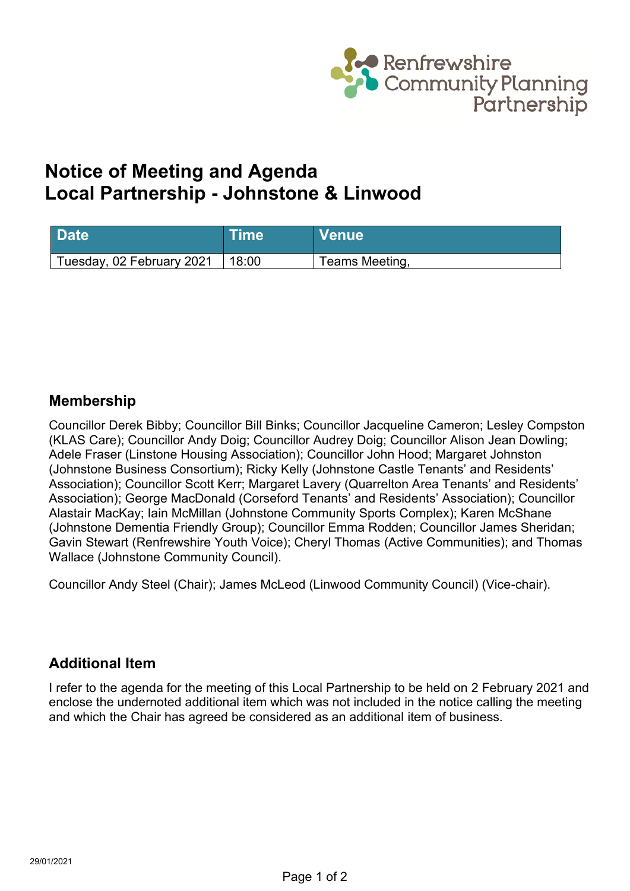Renfrewshire Community Planning Partnership

# Notice of Meeting and Agenda
# Local Partnership - Johnstone & Linwood

| Date | Time | Venue |
|---|---|---|
| Tuesday, 02 February 2021 | 18:00 | Teams Meeting, |

## Membership

Councillor Derek Bibby; Councillor Bill Binks; Councillor Jacqueline Cameron; Lesley Compston (KLAS Care); Councillor Andy Doig; Councillor Audrey Doig; Councillor Alison Jean Dowling; Adele Fraser (Linstone Housing Association); Councillor John Hood; Margaret Johnston (Johnstone Business Consortium); Ricky Kelly (Johnstone Castle Tenants' and Residents' Association); Councillor Scott Kerr; Margaret Lavery (Quarrelton Area Tenants' and Residents' Association); George MacDonald (Corseford Tenants' and Residents' Association); Councillor Alastair MacKay; Iain McMillan (Johnstone Community Sports Complex); Karen McShane (Johnstone Dementia Friendly Group); Councillor Emma Rodden; Councillor James Sheridan; Gavin Stewart (Renfrewshire Youth Voice); Cheryl Thomas (Active Communities); and Thomas Wallace (Johnstone Community Council).

Councillor Andy Steel (Chair); James McLeod (Linwood Community Council) (Vice-chair).

## Additional Item

I refer to the agenda for the meeting of this Local Partnership to be held on 2 February 2021 and enclose the undernoted additional item which was not included in the notice calling the meeting and which the Chair has agreed be considered as an additional item of business.

29/01/2021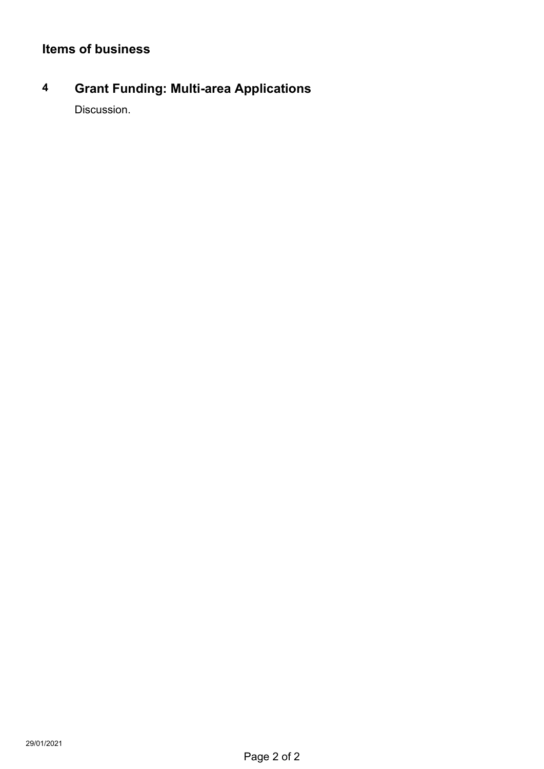## Items of business

### 4 Grant Funding: Multi-area Applications

Discussion.

29/01/2021